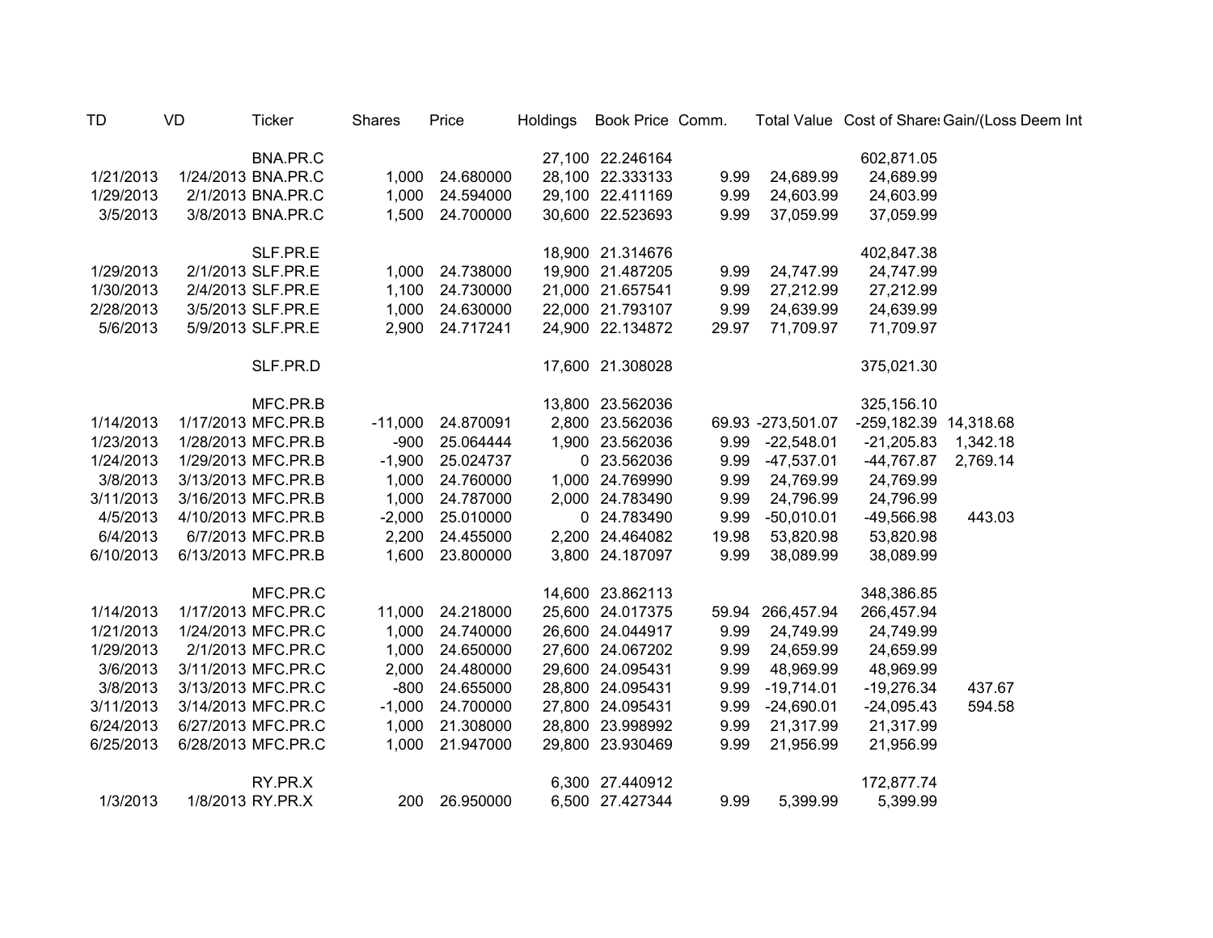| TD | VD | Ticker | Shares | Price | Holdings | Book Price | Comm. | Total Value | Cost of Shares | Gain/(Loss | Deem Int |
|---|---|---|---|---|---|---|---|---|---|---|---|
| | | BNA.PR.C | | | 27,100 | 22.246164 | | | 602,871.05 | | |
| 1/21/2013 | 1/24/2013 | BNA.PR.C | 1,000 | 24.680000 | 28,100 | 22.333133 | 9.99 | 24,689.99 | 24,689.99 | | |
| 1/29/2013 | 2/1/2013 | BNA.PR.C | 1,000 | 24.594000 | 29,100 | 22.411169 | 9.99 | 24,603.99 | 24,603.99 | | |
| 3/5/2013 | 3/8/2013 | BNA.PR.C | 1,500 | 24.700000 | 30,600 | 22.523693 | 9.99 | 37,059.99 | 37,059.99 | | |
| | | | | | | | | | | | |
| | | SLF.PR.E | | | 18,900 | 21.314676 | | | 402,847.38 | | |
| 1/29/2013 | 2/1/2013 | SLF.PR.E | 1,000 | 24.738000 | 19,900 | 21.487205 | 9.99 | 24,747.99 | 24,747.99 | | |
| 1/30/2013 | 2/4/2013 | SLF.PR.E | 1,100 | 24.730000 | 21,000 | 21.657541 | 9.99 | 27,212.99 | 27,212.99 | | |
| 2/28/2013 | 3/5/2013 | SLF.PR.E | 1,000 | 24.630000 | 22,000 | 21.793107 | 9.99 | 24,639.99 | 24,639.99 | | |
| 5/6/2013 | 5/9/2013 | SLF.PR.E | 2,900 | 24.717241 | 24,900 | 22.134872 | 29.97 | 71,709.97 | 71,709.97 | | |
| | | | | | | | | | | | |
| | | SLF.PR.D | | | 17,600 | 21.308028 | | | 375,021.30 | | |
| | | | | | | | | | | | |
| | | MFC.PR.B | | | 13,800 | 23.562036 | | | 325,156.10 | | |
| 1/14/2013 | 1/17/2013 | MFC.PR.B | -11,000 | 24.870091 | 2,800 | 23.562036 | 69.93 | -273,501.07 | -259,182.39 | 14,318.68 | |
| 1/23/2013 | 1/28/2013 | MFC.PR.B | -900 | 25.064444 | 1,900 | 23.562036 | 9.99 | -22,548.01 | -21,205.83 | 1,342.18 | |
| 1/24/2013 | 1/29/2013 | MFC.PR.B | -1,900 | 25.024737 | 0 | 23.562036 | 9.99 | -47,537.01 | -44,767.87 | 2,769.14 | |
| 3/8/2013 | 3/13/2013 | MFC.PR.B | 1,000 | 24.760000 | 1,000 | 24.769990 | 9.99 | 24,769.99 | 24,769.99 | | |
| 3/11/2013 | 3/16/2013 | MFC.PR.B | 1,000 | 24.787000 | 2,000 | 24.783490 | 9.99 | 24,796.99 | 24,796.99 | | |
| 4/5/2013 | 4/10/2013 | MFC.PR.B | -2,000 | 25.010000 | 0 | 24.783490 | 9.99 | -50,010.01 | -49,566.98 | 443.03 | |
| 6/4/2013 | 6/7/2013 | MFC.PR.B | 2,200 | 24.455000 | 2,200 | 24.464082 | 19.98 | 53,820.98 | 53,820.98 | | |
| 6/10/2013 | 6/13/2013 | MFC.PR.B | 1,600 | 23.800000 | 3,800 | 24.187097 | 9.99 | 38,089.99 | 38,089.99 | | |
| | | | | | | | | | | | |
| | | MFC.PR.C | | | 14,600 | 23.862113 | | | 348,386.85 | | |
| 1/14/2013 | 1/17/2013 | MFC.PR.C | 11,000 | 24.218000 | 25,600 | 24.017375 | 59.94 | 266,457.94 | 266,457.94 | | |
| 1/21/2013 | 1/24/2013 | MFC.PR.C | 1,000 | 24.740000 | 26,600 | 24.044917 | 9.99 | 24,749.99 | 24,749.99 | | |
| 1/29/2013 | 2/1/2013 | MFC.PR.C | 1,000 | 24.650000 | 27,600 | 24.067202 | 9.99 | 24,659.99 | 24,659.99 | | |
| 3/6/2013 | 3/11/2013 | MFC.PR.C | 2,000 | 24.480000 | 29,600 | 24.095431 | 9.99 | 48,969.99 | 48,969.99 | | |
| 3/8/2013 | 3/13/2013 | MFC.PR.C | -800 | 24.655000 | 28,800 | 24.095431 | 9.99 | -19,714.01 | -19,276.34 | 437.67 | |
| 3/11/2013 | 3/14/2013 | MFC.PR.C | -1,000 | 24.700000 | 27,800 | 24.095431 | 9.99 | -24,690.01 | -24,095.43 | 594.58 | |
| 6/24/2013 | 6/27/2013 | MFC.PR.C | 1,000 | 21.308000 | 28,800 | 23.998992 | 9.99 | 21,317.99 | 21,317.99 | | |
| 6/25/2013 | 6/28/2013 | MFC.PR.C | 1,000 | 21.947000 | 29,800 | 23.930469 | 9.99 | 21,956.99 | 21,956.99 | | |
| | | | | | | | | | | | |
| | | RY.PR.X | | | 6,300 | 27.440912 | | | 172,877.74 | | |
| 1/3/2013 | 1/8/2013 | RY.PR.X | 200 | 26.950000 | 6,500 | 27.427344 | 9.99 | 5,399.99 | 5,399.99 | | |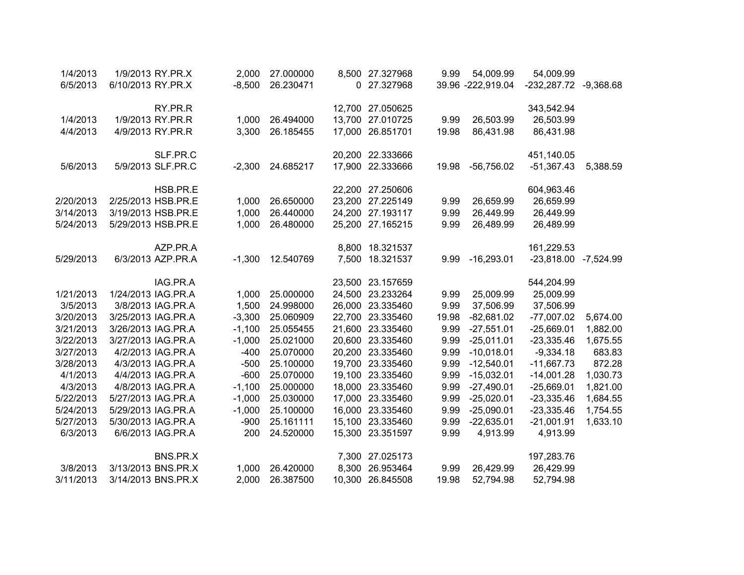| | | | | | | | | | | |
|---|---|---|---|---|---|---|---|---|---|---|
| 1/4/2013 | 1/9/2013 | RY.PR.X | 2,000 | 27.000000 | 8,500 | 27.327968 | 9.99 | 54,009.99 | 54,009.99 | |
| 6/5/2013 | 6/10/2013 | RY.PR.X | -8,500 | 26.230471 | 0 | 27.327968 | 39.96 | -222,919.04 | -232,287.72 | -9,368.68 |
| | | | | | | | | | | |
| | | RY.PR.R | | | 12,700 | 27.050625 | | | 343,542.94 | |
| 1/4/2013 | 1/9/2013 | RY.PR.R | 1,000 | 26.494000 | 13,700 | 27.010725 | 9.99 | 26,503.99 | 26,503.99 | |
| 4/4/2013 | 4/9/2013 | RY.PR.R | 3,300 | 26.185455 | 17,000 | 26.851701 | 19.98 | 86,431.98 | 86,431.98 | |
| | | | | | | | | | | |
| | | SLF.PR.C | | | 20,200 | 22.333666 | | | 451,140.05 | |
| 5/6/2013 | 5/9/2013 | SLF.PR.C | -2,300 | 24.685217 | 17,900 | 22.333666 | 19.98 | -56,756.02 | -51,367.43 | 5,388.59 |
| | | | | | | | | | | |
| | | HSB.PR.E | | | 22,200 | 27.250606 | | | 604,963.46 | |
| 2/20/2013 | 2/25/2013 | HSB.PR.E | 1,000 | 26.650000 | 23,200 | 27.225149 | 9.99 | 26,659.99 | 26,659.99 | |
| 3/14/2013 | 3/19/2013 | HSB.PR.E | 1,000 | 26.440000 | 24,200 | 27.193117 | 9.99 | 26,449.99 | 26,449.99 | |
| 5/24/2013 | 5/29/2013 | HSB.PR.E | 1,000 | 26.480000 | 25,200 | 27.165215 | 9.99 | 26,489.99 | 26,489.99 | |
| | | | | | | | | | | |
| | | AZP.PR.A | | | 8,800 | 18.321537 | | | 161,229.53 | |
| 5/29/2013 | 6/3/2013 | AZP.PR.A | -1,300 | 12.540769 | 7,500 | 18.321537 | 9.99 | -16,293.01 | -23,818.00 | -7,524.99 |
| | | | | | | | | | | |
| | | IAG.PR.A | | | 23,500 | 23.157659 | | | 544,204.99 | |
| 1/21/2013 | 1/24/2013 | IAG.PR.A | 1,000 | 25.000000 | 24,500 | 23.233264 | 9.99 | 25,009.99 | 25,009.99 | |
| 3/5/2013 | 3/8/2013 | IAG.PR.A | 1,500 | 24.998000 | 26,000 | 23.335460 | 9.99 | 37,506.99 | 37,506.99 | |
| 3/20/2013 | 3/25/2013 | IAG.PR.A | -3,300 | 25.060909 | 22,700 | 23.335460 | 19.98 | -82,681.02 | -77,007.02 | 5,674.00 |
| 3/21/2013 | 3/26/2013 | IAG.PR.A | -1,100 | 25.055455 | 21,600 | 23.335460 | 9.99 | -27,551.01 | -25,669.01 | 1,882.00 |
| 3/22/2013 | 3/27/2013 | IAG.PR.A | -1,000 | 25.021000 | 20,600 | 23.335460 | 9.99 | -25,011.01 | -23,335.46 | 1,675.55 |
| 3/27/2013 | 4/2/2013 | IAG.PR.A | -400 | 25.070000 | 20,200 | 23.335460 | 9.99 | -10,018.01 | -9,334.18 | 683.83 |
| 3/28/2013 | 4/3/2013 | IAG.PR.A | -500 | 25.100000 | 19,700 | 23.335460 | 9.99 | -12,540.01 | -11,667.73 | 872.28 |
| 4/1/2013 | 4/4/2013 | IAG.PR.A | -600 | 25.070000 | 19,100 | 23.335460 | 9.99 | -15,032.01 | -14,001.28 | 1,030.73 |
| 4/3/2013 | 4/8/2013 | IAG.PR.A | -1,100 | 25.000000 | 18,000 | 23.335460 | 9.99 | -27,490.01 | -25,669.01 | 1,821.00 |
| 5/22/2013 | 5/27/2013 | IAG.PR.A | -1,000 | 25.030000 | 17,000 | 23.335460 | 9.99 | -25,020.01 | -23,335.46 | 1,684.55 |
| 5/24/2013 | 5/29/2013 | IAG.PR.A | -1,000 | 25.100000 | 16,000 | 23.335460 | 9.99 | -25,090.01 | -23,335.46 | 1,754.55 |
| 5/27/2013 | 5/30/2013 | IAG.PR.A | -900 | 25.161111 | 15,100 | 23.335460 | 9.99 | -22,635.01 | -21,001.91 | 1,633.10 |
| 6/3/2013 | 6/6/2013 | IAG.PR.A | 200 | 24.520000 | 15,300 | 23.351597 | 9.99 | 4,913.99 | 4,913.99 | |
| | | | | | | | | | | |
| | | BNS.PR.X | | | 7,300 | 27.025173 | | | 197,283.76 | |
| 3/8/2013 | 3/13/2013 | BNS.PR.X | 1,000 | 26.420000 | 8,300 | 26.953464 | 9.99 | 26,429.99 | 26,429.99 | |
| 3/11/2013 | 3/14/2013 | BNS.PR.X | 2,000 | 26.387500 | 10,300 | 26.845508 | 19.98 | 52,794.98 | 52,794.98 | |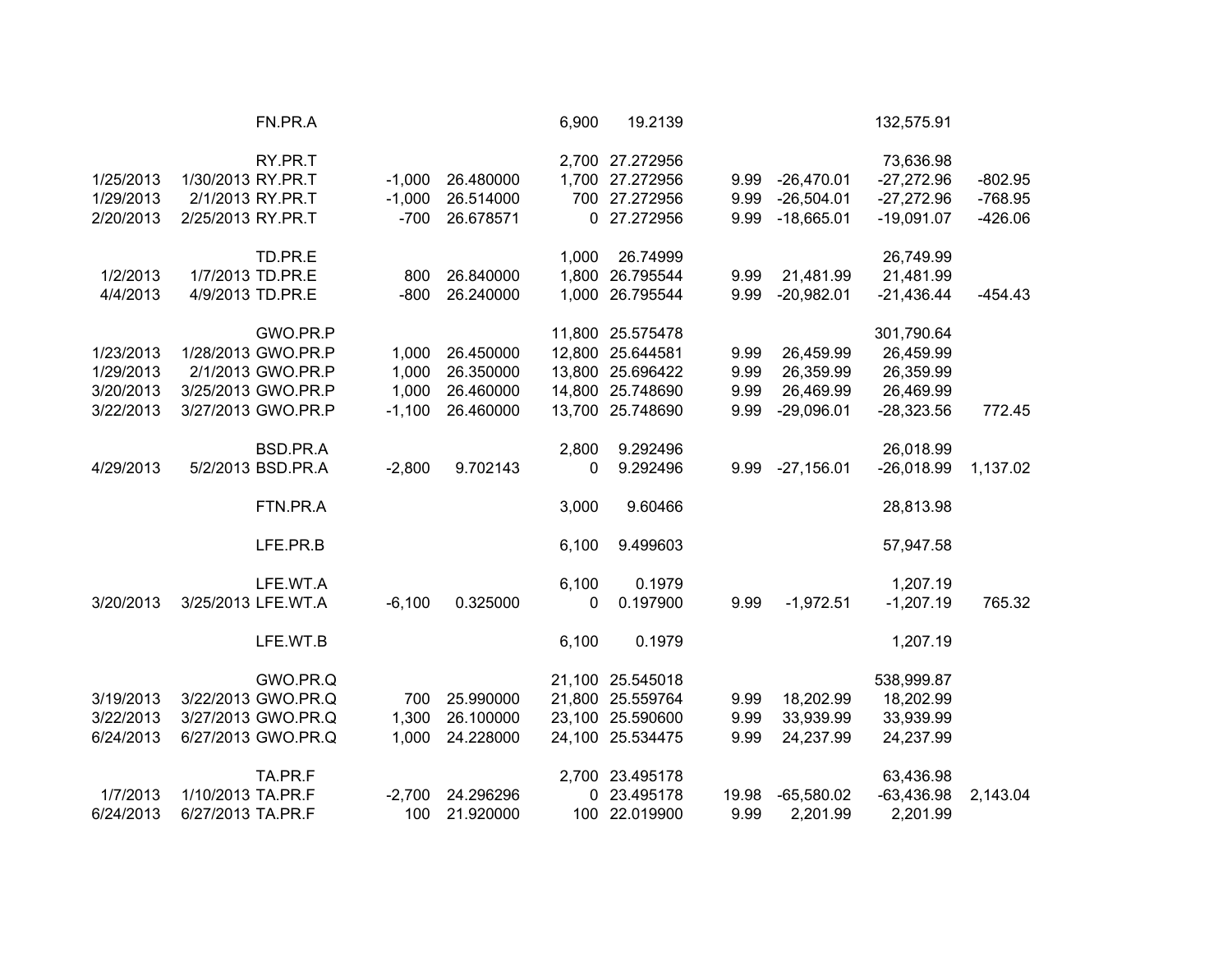| | | | | | | | | | | |
|---|---|---|---|---|---|---|---|---|---|---|
| | | FN.PR.A | | | 6,900 | 19.2139 | | | 132,575.91 | |
| | | | | | | | | | | |
| | | RY.PR.T | | | 2,700 | 27.272956 | | | 73,636.98 | |
| 1/25/2013 | 1/30/2013 | RY.PR.T | -1,000 | 26.480000 | 1,700 | 27.272956 | 9.99 | -26,470.01 | -27,272.96 | -802.95 |
| 1/29/2013 | 2/1/2013 | RY.PR.T | -1,000 | 26.514000 | 700 | 27.272956 | 9.99 | -26,504.01 | -27,272.96 | -768.95 |
| 2/20/2013 | 2/25/2013 | RY.PR.T | -700 | 26.678571 | 0 | 27.272956 | 9.99 | -18,665.01 | -19,091.07 | -426.06 |
| | | | | | | | | | | |
| | | TD.PR.E | | | 1,000 | 26.74999 | | | 26,749.99 | |
| 1/2/2013 | 1/7/2013 | TD.PR.E | 800 | 26.840000 | 1,800 | 26.795544 | 9.99 | 21,481.99 | 21,481.99 | |
| 4/4/2013 | 4/9/2013 | TD.PR.E | -800 | 26.240000 | 1,000 | 26.795544 | 9.99 | -20,982.01 | -21,436.44 | -454.43 |
| | | | | | | | | | | |
| | | GWO.PR.P | | | 11,800 | 25.575478 | | | 301,790.64 | |
| 1/23/2013 | 1/28/2013 | GWO.PR.P | 1,000 | 26.450000 | 12,800 | 25.644581 | 9.99 | 26,459.99 | 26,459.99 | |
| 1/29/2013 | 2/1/2013 | GWO.PR.P | 1,000 | 26.350000 | 13,800 | 25.696422 | 9.99 | 26,359.99 | 26,359.99 | |
| 3/20/2013 | 3/25/2013 | GWO.PR.P | 1,000 | 26.460000 | 14,800 | 25.748690 | 9.99 | 26,469.99 | 26,469.99 | |
| 3/22/2013 | 3/27/2013 | GWO.PR.P | -1,100 | 26.460000 | 13,700 | 25.748690 | 9.99 | -29,096.01 | -28,323.56 | 772.45 |
| | | | | | | | | | | |
| | | BSD.PR.A | | | 2,800 | 9.292496 | | | 26,018.99 | |
| 4/29/2013 | 5/2/2013 | BSD.PR.A | -2,800 | 9.702143 | 0 | 9.292496 | 9.99 | -27,156.01 | -26,018.99 | 1,137.02 |
| | | | | | | | | | | |
| | | FTN.PR.A | | | 3,000 | 9.60466 | | | 28,813.98 | |
| | | | | | | | | | | |
| | | LFE.PR.B | | | 6,100 | 9.499603 | | | 57,947.58 | |
| | | | | | | | | | | |
| | | LFE.WT.A | | | 6,100 | 0.1979 | | | 1,207.19 | |
| 3/20/2013 | 3/25/2013 | LFE.WT.A | -6,100 | 0.325000 | 0 | 0.197900 | 9.99 | -1,972.51 | -1,207.19 | 765.32 |
| | | | | | | | | | | |
| | | LFE.WT.B | | | 6,100 | 0.1979 | | | 1,207.19 | |
| | | | | | | | | | | |
| | | GWO.PR.Q | | | 21,100 | 25.545018 | | | 538,999.87 | |
| 3/19/2013 | 3/22/2013 | GWO.PR.Q | 700 | 25.990000 | 21,800 | 25.559764 | 9.99 | 18,202.99 | 18,202.99 | |
| 3/22/2013 | 3/27/2013 | GWO.PR.Q | 1,300 | 26.100000 | 23,100 | 25.590600 | 9.99 | 33,939.99 | 33,939.99 | |
| 6/24/2013 | 6/27/2013 | GWO.PR.Q | 1,000 | 24.228000 | 24,100 | 25.534475 | 9.99 | 24,237.99 | 24,237.99 | |
| | | | | | | | | | | |
| | | TA.PR.F | | | 2,700 | 23.495178 | | | 63,436.98 | |
| 1/7/2013 | 1/10/2013 | TA.PR.F | -2,700 | 24.296296 | 0 | 23.495178 | 19.98 | -65,580.02 | -63,436.98 | 2,143.04 |
| 6/24/2013 | 6/27/2013 | TA.PR.F | 100 | 21.920000 | 100 | 22.019900 | 9.99 | 2,201.99 | 2,201.99 | |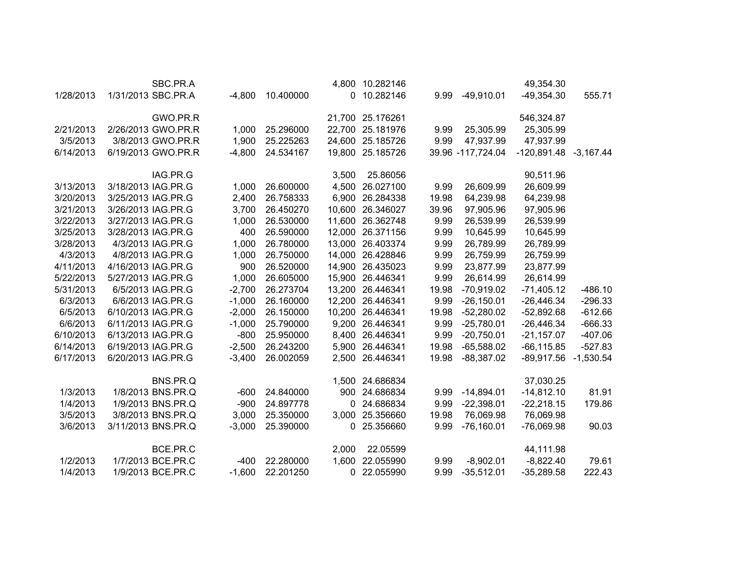| | | | | | | | | | | |
|---|---|---|---|---|---|---|---|---|---|---|
| | | SBC.PR.A | | | 4,800 | 10.282146 | | | 49,354.30 | |
| 1/28/2013 | 1/31/2013 | SBC.PR.A | -4,800 | 10.400000 | 0 | 10.282146 | 9.99 | -49,910.01 | -49,354.30 | 555.71 |
| | | | | | | | | | | |
| | | GWO.PR.R | | | 21,700 | 25.176261 | | | 546,324.87 | |
| 2/21/2013 | 2/26/2013 | GWO.PR.R | 1,000 | 25.296000 | 22,700 | 25.181976 | 9.99 | 25,305.99 | 25,305.99 | |
| 3/5/2013 | 3/8/2013 | GWO.PR.R | 1,900 | 25.225263 | 24,600 | 25.185726 | 9.99 | 47,937.99 | 47,937.99 | |
| 6/14/2013 | 6/19/2013 | GWO.PR.R | -4,800 | 24.534167 | 19,800 | 25.185726 | 39.96 | -117,724.04 | -120,891.48 | -3,167.44 |
| | | | | | | | | | | |
| | | IAG.PR.G | | | 3,500 | 25.86056 | | | 90,511.96 | |
| 3/13/2013 | 3/18/2013 | IAG.PR.G | 1,000 | 26.600000 | 4,500 | 26.027100 | 9.99 | 26,609.99 | 26,609.99 | |
| 3/20/2013 | 3/25/2013 | IAG.PR.G | 2,400 | 26.758333 | 6,900 | 26.284338 | 19.98 | 64,239.98 | 64,239.98 | |
| 3/21/2013 | 3/26/2013 | IAG.PR.G | 3,700 | 26.450270 | 10,600 | 26.346027 | 39.96 | 97,905.96 | 97,905.96 | |
| 3/22/2013 | 3/27/2013 | IAG.PR.G | 1,000 | 26.530000 | 11,600 | 26.362748 | 9.99 | 26,539.99 | 26,539.99 | |
| 3/25/2013 | 3/28/2013 | IAG.PR.G | 400 | 26.590000 | 12,000 | 26.371156 | 9.99 | 10,645.99 | 10,645.99 | |
| 3/28/2013 | 4/3/2013 | IAG.PR.G | 1,000 | 26.780000 | 13,000 | 26.403374 | 9.99 | 26,789.99 | 26,789.99 | |
| 4/3/2013 | 4/8/2013 | IAG.PR.G | 1,000 | 26.750000 | 14,000 | 26.428846 | 9.99 | 26,759.99 | 26,759.99 | |
| 4/11/2013 | 4/16/2013 | IAG.PR.G | 900 | 26.520000 | 14,900 | 26.435023 | 9.99 | 23,877.99 | 23,877.99 | |
| 5/22/2013 | 5/27/2013 | IAG.PR.G | 1,000 | 26.605000 | 15,900 | 26.446341 | 9.99 | 26,614.99 | 26,614.99 | |
| 5/31/2013 | 6/5/2013 | IAG.PR.G | -2,700 | 26.273704 | 13,200 | 26.446341 | 19.98 | -70,919.02 | -71,405.12 | -486.10 |
| 6/3/2013 | 6/6/2013 | IAG.PR.G | -1,000 | 26.160000 | 12,200 | 26.446341 | 9.99 | -26,150.01 | -26,446.34 | -296.33 |
| 6/5/2013 | 6/10/2013 | IAG.PR.G | -2,000 | 26.150000 | 10,200 | 26.446341 | 19.98 | -52,280.02 | -52,892.68 | -612.66 |
| 6/6/2013 | 6/11/2013 | IAG.PR.G | -1,000 | 25.790000 | 9,200 | 26.446341 | 9.99 | -25,780.01 | -26,446.34 | -666.33 |
| 6/10/2013 | 6/13/2013 | IAG.PR.G | -800 | 25.950000 | 8,400 | 26.446341 | 9.99 | -20,750.01 | -21,157.07 | -407.06 |
| 6/14/2013 | 6/19/2013 | IAG.PR.G | -2,500 | 26.243200 | 5,900 | 26.446341 | 19.98 | -65,588.02 | -66,115.85 | -527.83 |
| 6/17/2013 | 6/20/2013 | IAG.PR.G | -3,400 | 26.002059 | 2,500 | 26.446341 | 19.98 | -88,387.02 | -89,917.56 | -1,530.54 |
| | | | | | | | | | | |
| | | BNS.PR.Q | | | 1,500 | 24.686834 | | | 37,030.25 | |
| 1/3/2013 | 1/8/2013 | BNS.PR.Q | -600 | 24.840000 | 900 | 24.686834 | 9.99 | -14,894.01 | -14,812.10 | 81.91 |
| 1/4/2013 | 1/9/2013 | BNS.PR.Q | -900 | 24.897778 | 0 | 24.686834 | 9.99 | -22,398.01 | -22,218.15 | 179.86 |
| 3/5/2013 | 3/8/2013 | BNS.PR.Q | 3,000 | 25.350000 | 3,000 | 25.356660 | 19.98 | 76,069.98 | 76,069.98 | |
| 3/6/2013 | 3/11/2013 | BNS.PR.Q | -3,000 | 25.390000 | 0 | 25.356660 | 9.99 | -76,160.01 | -76,069.98 | 90.03 |
| | | | | | | | | | | |
| | | BCE.PR.C | | | 2,000 | 22.05599 | | | 44,111.98 | |
| 1/2/2013 | 1/7/2013 | BCE.PR.C | -400 | 22.280000 | 1,600 | 22.055990 | 9.99 | -8,902.01 | -8,822.40 | 79.61 |
| 1/4/2013 | 1/9/2013 | BCE.PR.C | -1,600 | 22.201250 | 0 | 22.055990 | 9.99 | -35,512.01 | -35,289.58 | 222.43 |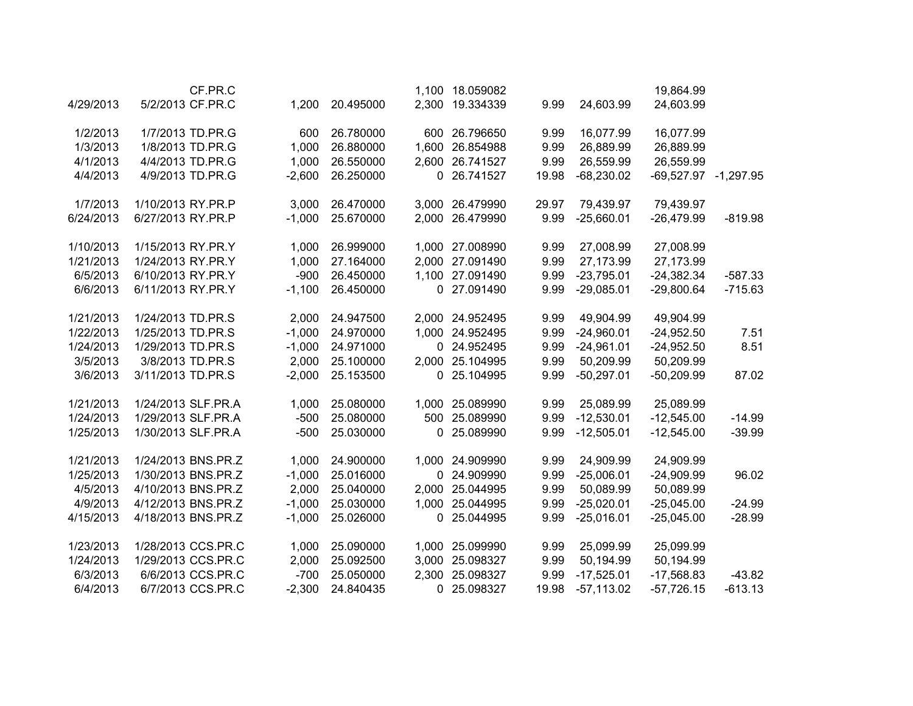| | | | | | | | | | | |
|---|---|---|---|---|---|---|---|---|---|---|
| | | CF.PR.C | | | 1,100 | 18.059082 | | | 19,864.99 | |
| 4/29/2013 | 5/2/2013 | CF.PR.C | 1,200 | 20.495000 | 2,300 | 19.334339 | 9.99 | 24,603.99 | 24,603.99 | |
| | | | | | | | | | | |
| 1/2/2013 | 1/7/2013 | TD.PR.G | 600 | 26.780000 | 600 | 26.796650 | 9.99 | 16,077.99 | 16,077.99 | |
| 1/3/2013 | 1/8/2013 | TD.PR.G | 1,000 | 26.880000 | 1,600 | 26.854988 | 9.99 | 26,889.99 | 26,889.99 | |
| 4/1/2013 | 4/4/2013 | TD.PR.G | 1,000 | 26.550000 | 2,600 | 26.741527 | 9.99 | 26,559.99 | 26,559.99 | |
| 4/4/2013 | 4/9/2013 | TD.PR.G | -2,600 | 26.250000 | 0 | 26.741527 | 19.98 | -68,230.02 | -69,527.97 | -1,297.95 |
| | | | | | | | | | | |
| 1/7/2013 | 1/10/2013 | RY.PR.P | 3,000 | 26.470000 | 3,000 | 26.479990 | 29.97 | 79,439.97 | 79,439.97 | |
| 6/24/2013 | 6/27/2013 | RY.PR.P | -1,000 | 25.670000 | 2,000 | 26.479990 | 9.99 | -25,660.01 | -26,479.99 | -819.98 |
| | | | | | | | | | | |
| 1/10/2013 | 1/15/2013 | RY.PR.Y | 1,000 | 26.999000 | 1,000 | 27.008990 | 9.99 | 27,008.99 | 27,008.99 | |
| 1/21/2013 | 1/24/2013 | RY.PR.Y | 1,000 | 27.164000 | 2,000 | 27.091490 | 9.99 | 27,173.99 | 27,173.99 | |
| 6/5/2013 | 6/10/2013 | RY.PR.Y | -900 | 26.450000 | 1,100 | 27.091490 | 9.99 | -23,795.01 | -24,382.34 | -587.33 |
| 6/6/2013 | 6/11/2013 | RY.PR.Y | -1,100 | 26.450000 | 0 | 27.091490 | 9.99 | -29,085.01 | -29,800.64 | -715.63 |
| | | | | | | | | | | |
| 1/21/2013 | 1/24/2013 | TD.PR.S | 2,000 | 24.947500 | 2,000 | 24.952495 | 9.99 | 49,904.99 | 49,904.99 | |
| 1/22/2013 | 1/25/2013 | TD.PR.S | -1,000 | 24.970000 | 1,000 | 24.952495 | 9.99 | -24,960.01 | -24,952.50 | 7.51 |
| 1/24/2013 | 1/29/2013 | TD.PR.S | -1,000 | 24.971000 | 0 | 24.952495 | 9.99 | -24,961.01 | -24,952.50 | 8.51 |
| 3/5/2013 | 3/8/2013 | TD.PR.S | 2,000 | 25.100000 | 2,000 | 25.104995 | 9.99 | 50,209.99 | 50,209.99 | |
| 3/6/2013 | 3/11/2013 | TD.PR.S | -2,000 | 25.153500 | 0 | 25.104995 | 9.99 | -50,297.01 | -50,209.99 | 87.02 |
| | | | | | | | | | | |
| 1/21/2013 | 1/24/2013 | SLF.PR.A | 1,000 | 25.080000 | 1,000 | 25.089990 | 9.99 | 25,089.99 | 25,089.99 | |
| 1/24/2013 | 1/29/2013 | SLF.PR.A | -500 | 25.080000 | 500 | 25.089990 | 9.99 | -12,530.01 | -12,545.00 | -14.99 |
| 1/25/2013 | 1/30/2013 | SLF.PR.A | -500 | 25.030000 | 0 | 25.089990 | 9.99 | -12,505.01 | -12,545.00 | -39.99 |
| | | | | | | | | | | |
| 1/21/2013 | 1/24/2013 | BNS.PR.Z | 1,000 | 24.900000 | 1,000 | 24.909990 | 9.99 | 24,909.99 | 24,909.99 | |
| 1/25/2013 | 1/30/2013 | BNS.PR.Z | -1,000 | 25.016000 | 0 | 24.909990 | 9.99 | -25,006.01 | -24,909.99 | 96.02 |
| 4/5/2013 | 4/10/2013 | BNS.PR.Z | 2,000 | 25.040000 | 2,000 | 25.044995 | 9.99 | 50,089.99 | 50,089.99 | |
| 4/9/2013 | 4/12/2013 | BNS.PR.Z | -1,000 | 25.030000 | 1,000 | 25.044995 | 9.99 | -25,020.01 | -25,045.00 | -24.99 |
| 4/15/2013 | 4/18/2013 | BNS.PR.Z | -1,000 | 25.026000 | 0 | 25.044995 | 9.99 | -25,016.01 | -25,045.00 | -28.99 |
| | | | | | | | | | | |
| 1/23/2013 | 1/28/2013 | CCS.PR.C | 1,000 | 25.090000 | 1,000 | 25.099990 | 9.99 | 25,099.99 | 25,099.99 | |
| 1/24/2013 | 1/29/2013 | CCS.PR.C | 2,000 | 25.092500 | 3,000 | 25.098327 | 9.99 | 50,194.99 | 50,194.99 | |
| 6/3/2013 | 6/6/2013 | CCS.PR.C | -700 | 25.050000 | 2,300 | 25.098327 | 9.99 | -17,525.01 | -17,568.83 | -43.82 |
| 6/4/2013 | 6/7/2013 | CCS.PR.C | -2,300 | 24.840435 | 0 | 25.098327 | 19.98 | -57,113.02 | -57,726.15 | -613.13 |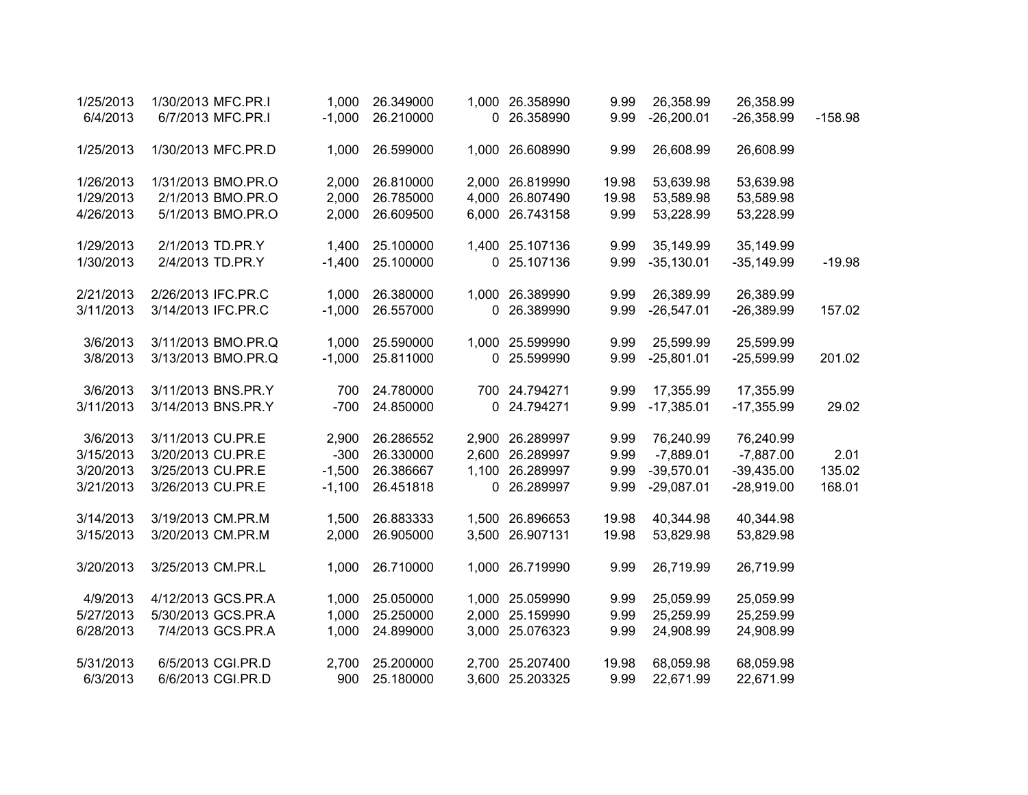| | | | | | | | | | | |
|---|---|---|---|---|---|---|---|---|---|---|
| 1/25/2013 | 1/30/2013 | MFC.PR.I | 1,000 | 26.349000 | 1,000 | 26.358990 | 9.99 | 26,358.99 | 26,358.99 | |
| 6/4/2013 | 6/7/2013 | MFC.PR.I | -1,000 | 26.210000 | 0 | 26.358990 | 9.99 | -26,200.01 | -26,358.99 | -158.98 |
| | | | | | | | | | | |
| 1/25/2013 | 1/30/2013 | MFC.PR.D | 1,000 | 26.599000 | 1,000 | 26.608990 | 9.99 | 26,608.99 | 26,608.99 | |
| | | | | | | | | | | |
| 1/26/2013 | 1/31/2013 | BMO.PR.O | 2,000 | 26.810000 | 2,000 | 26.819990 | 19.98 | 53,639.98 | 53,639.98 | |
| 1/29/2013 | 2/1/2013 | BMO.PR.O | 2,000 | 26.785000 | 4,000 | 26.807490 | 19.98 | 53,589.98 | 53,589.98 | |
| 4/26/2013 | 5/1/2013 | BMO.PR.O | 2,000 | 26.609500 | 6,000 | 26.743158 | 9.99 | 53,228.99 | 53,228.99 | |
| | | | | | | | | | | |
| 1/29/2013 | 2/1/2013 | TD.PR.Y | 1,400 | 25.100000 | 1,400 | 25.107136 | 9.99 | 35,149.99 | 35,149.99 | |
| 1/30/2013 | 2/4/2013 | TD.PR.Y | -1,400 | 25.100000 | 0 | 25.107136 | 9.99 | -35,130.01 | -35,149.99 | -19.98 |
| | | | | | | | | | | |
| 2/21/2013 | 2/26/2013 | IFC.PR.C | 1,000 | 26.380000 | 1,000 | 26.389990 | 9.99 | 26,389.99 | 26,389.99 | |
| 3/11/2013 | 3/14/2013 | IFC.PR.C | -1,000 | 26.557000 | 0 | 26.389990 | 9.99 | -26,547.01 | -26,389.99 | 157.02 |
| | | | | | | | | | | |
| 3/6/2013 | 3/11/2013 | BMO.PR.Q | 1,000 | 25.590000 | 1,000 | 25.599990 | 9.99 | 25,599.99 | 25,599.99 | |
| 3/8/2013 | 3/13/2013 | BMO.PR.Q | -1,000 | 25.811000 | 0 | 25.599990 | 9.99 | -25,801.01 | -25,599.99 | 201.02 |
| | | | | | | | | | | |
| 3/6/2013 | 3/11/2013 | BNS.PR.Y | 700 | 24.780000 | 700 | 24.794271 | 9.99 | 17,355.99 | 17,355.99 | |
| 3/11/2013 | 3/14/2013 | BNS.PR.Y | -700 | 24.850000 | 0 | 24.794271 | 9.99 | -17,385.01 | -17,355.99 | 29.02 |
| | | | | | | | | | | |
| 3/6/2013 | 3/11/2013 | CU.PR.E | 2,900 | 26.286552 | 2,900 | 26.289997 | 9.99 | 76,240.99 | 76,240.99 | |
| 3/15/2013 | 3/20/2013 | CU.PR.E | -300 | 26.330000 | 2,600 | 26.289997 | 9.99 | -7,889.01 | -7,887.00 | 2.01 |
| 3/20/2013 | 3/25/2013 | CU.PR.E | -1,500 | 26.386667 | 1,100 | 26.289997 | 9.99 | -39,570.01 | -39,435.00 | 135.02 |
| 3/21/2013 | 3/26/2013 | CU.PR.E | -1,100 | 26.451818 | 0 | 26.289997 | 9.99 | -29,087.01 | -28,919.00 | 168.01 |
| | | | | | | | | | | |
| 3/14/2013 | 3/19/2013 | CM.PR.M | 1,500 | 26.883333 | 1,500 | 26.896653 | 19.98 | 40,344.98 | 40,344.98 | |
| 3/15/2013 | 3/20/2013 | CM.PR.M | 2,000 | 26.905000 | 3,500 | 26.907131 | 19.98 | 53,829.98 | 53,829.98 | |
| | | | | | | | | | | |
| 3/20/2013 | 3/25/2013 | CM.PR.L | 1,000 | 26.710000 | 1,000 | 26.719990 | 9.99 | 26,719.99 | 26,719.99 | |
| | | | | | | | | | | |
| 4/9/2013 | 4/12/2013 | GCS.PR.A | 1,000 | 25.050000 | 1,000 | 25.059990 | 9.99 | 25,059.99 | 25,059.99 | |
| 5/27/2013 | 5/30/2013 | GCS.PR.A | 1,000 | 25.250000 | 2,000 | 25.159990 | 9.99 | 25,259.99 | 25,259.99 | |
| 6/28/2013 | 7/4/2013 | GCS.PR.A | 1,000 | 24.899000 | 3,000 | 25.076323 | 9.99 | 24,908.99 | 24,908.99 | |
| | | | | | | | | | | |
| 5/31/2013 | 6/5/2013 | CGI.PR.D | 2,700 | 25.200000 | 2,700 | 25.207400 | 19.98 | 68,059.98 | 68,059.98 | |
| 6/3/2013 | 6/6/2013 | CGI.PR.D | 900 | 25.180000 | 3,600 | 25.203325 | 9.99 | 22,671.99 | 22,671.99 | |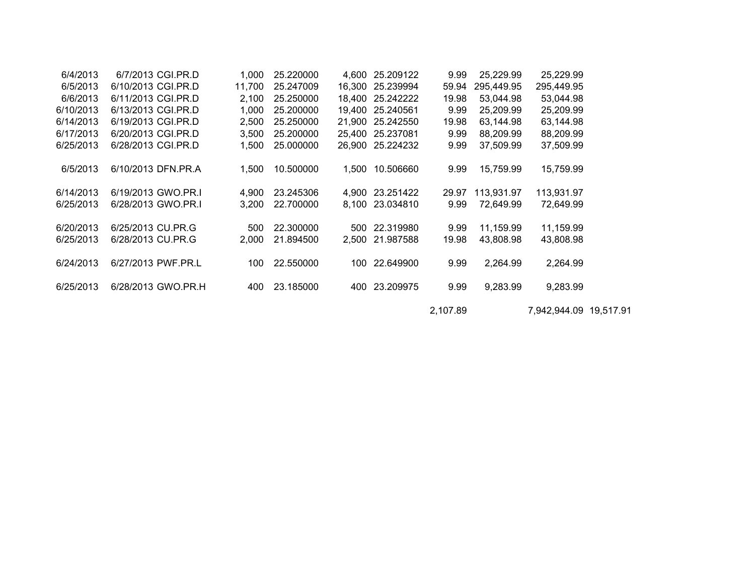| | | | | | | | | | | |
|---|---|---|---|---|---|---|---|---|---|---|
| 6/4/2013 | 6/7/2013 | CGI.PR.D | 1,000 | 25.220000 | 4,600 | 25.209122 | 9.99 | 25,229.99 | 25,229.99 | |
| 6/5/2013 | 6/10/2013 | CGI.PR.D | 11,700 | 25.247009 | 16,300 | 25.239994 | 59.94 | 295,449.95 | 295,449.95 | |
| 6/6/2013 | 6/11/2013 | CGI.PR.D | 2,100 | 25.250000 | 18,400 | 25.242222 | 19.98 | 53,044.98 | 53,044.98 | |
| 6/10/2013 | 6/13/2013 | CGI.PR.D | 1,000 | 25.200000 | 19,400 | 25.240561 | 9.99 | 25,209.99 | 25,209.99 | |
| 6/14/2013 | 6/19/2013 | CGI.PR.D | 2,500 | 25.250000 | 21,900 | 25.242550 | 19.98 | 63,144.98 | 63,144.98 | |
| 6/17/2013 | 6/20/2013 | CGI.PR.D | 3,500 | 25.200000 | 25,400 | 25.237081 | 9.99 | 88,209.99 | 88,209.99 | |
| 6/25/2013 | 6/28/2013 | CGI.PR.D | 1,500 | 25.000000 | 26,900 | 25.224232 | 9.99 | 37,509.99 | 37,509.99 | |
| | | | | | | | | | | |
| 6/5/2013 | 6/10/2013 | DFN.PR.A | 1,500 | 10.500000 | 1,500 | 10.506660 | 9.99 | 15,759.99 | 15,759.99 | |
| | | | | | | | | | | |
| 6/14/2013 | 6/19/2013 | GWO.PR.I | 4,900 | 23.245306 | 4,900 | 23.251422 | 29.97 | 113,931.97 | 113,931.97 | |
| 6/25/2013 | 6/28/2013 | GWO.PR.I | 3,200 | 22.700000 | 8,100 | 23.034810 | 9.99 | 72,649.99 | 72,649.99 | |
| | | | | | | | | | | |
| 6/20/2013 | 6/25/2013 | CU.PR.G | 500 | 22.300000 | 500 | 22.319980 | 9.99 | 11,159.99 | 11,159.99 | |
| 6/25/2013 | 6/28/2013 | CU.PR.G | 2,000 | 21.894500 | 2,500 | 21.987588 | 19.98 | 43,808.98 | 43,808.98 | |
| | | | | | | | | | | |
| 6/24/2013 | 6/27/2013 | PWF.PR.L | 100 | 22.550000 | 100 | 22.649900 | 9.99 | 2,264.99 | 2,264.99 | |
| | | | | | | | | | | |
| 6/25/2013 | 6/28/2013 | GWO.PR.H | 400 | 23.185000 | 400 | 23.209975 | 9.99 | 9,283.99 | 9,283.99 | |
| | | | | | | | | | | |
| | | | | | | | 2,107.89 | | 7,942,944.09 | 19,517.91 |